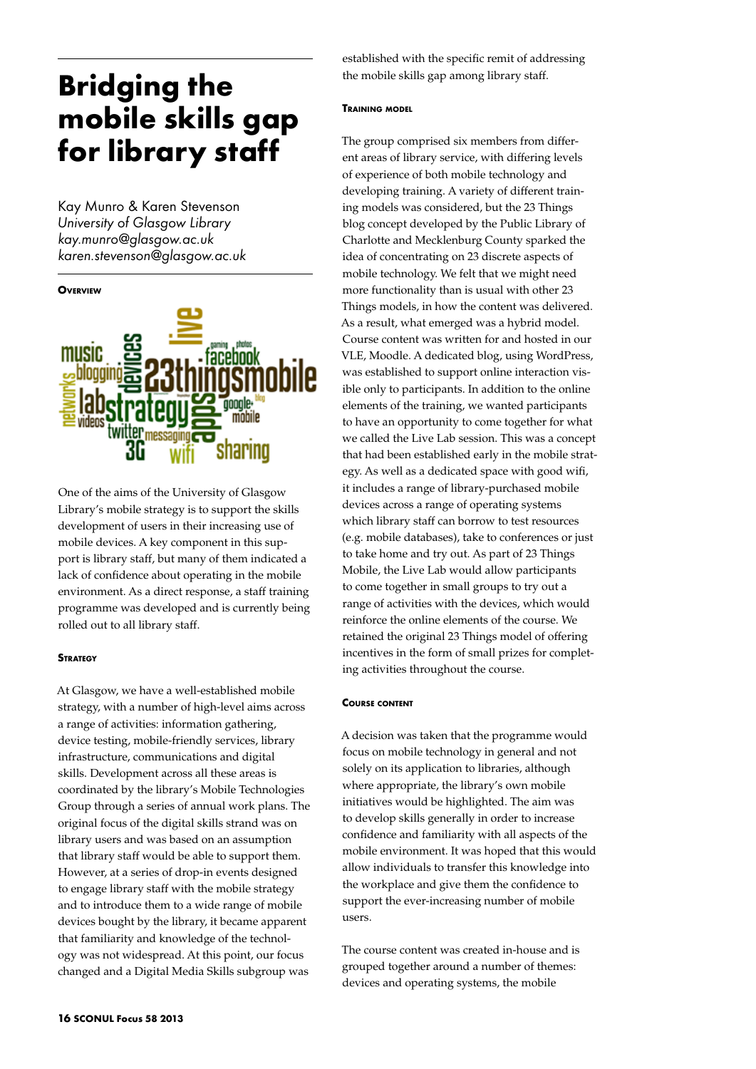# Bridging the mobile skills gap for library staff

Kay Munro & Karen Stevenson
*University of Glasgow Library*
*kay.munro@glasgow.ac.uk*
*karen.stevenson@glasgow.ac.uk*

## Overview

One of the aims of the University of Glasgow Library's mobile strategy is to support the skills development of users in their increasing use of mobile devices. A key component in this support is library staff, but many of them indicated a lack of confidence about operating in the mobile environment. As a direct response, a staff training programme was developed and is currently being rolled out to all library staff.

## Strategy

At Glasgow, we have a well-established mobile strategy, with a number of high-level aims across a range of activities: information gathering, device testing, mobile-friendly services, library infrastructure, communications and digital skills. Development across all these areas is coordinated by the library's Mobile Technologies Group through a series of annual work plans. The original focus of the digital skills strand was on library users and was based on an assumption that library staff would be able to support them. However, at a series of drop-in events designed to engage library staff with the mobile strategy and to introduce them to a wide range of mobile devices bought by the library, it became apparent that familiarity and knowledge of the technology was not widespread. At this point, our focus changed and a Digital Media Skills subgroup was established with the specific remit of addressing the mobile skills gap among library staff.

## Training model

The group comprised six members from different areas of library service, with differing levels of experience of both mobile technology and developing training. A variety of different training models was considered, but the 23 Things blog concept developed by the Public Library of Charlotte and Mecklenburg County sparked the idea of concentrating on 23 discrete aspects of mobile technology. We felt that we might need more functionality than is usual with other 23 Things models, in how the content was delivered. As a result, what emerged was a hybrid model. Course content was written for and hosted in our VLE, Moodle. A dedicated blog, using WordPress, was established to support online interaction visible only to participants. In addition to the online elements of the training, we wanted participants to have an opportunity to come together for what we called the Live Lab session. This was a concept that had been established early in the mobile strategy. As well as a dedicated space with good wifi, it includes a range of library-purchased mobile devices across a range of operating systems which library staff can borrow to test resources (e.g. mobile databases), take to conferences or just to take home and try out. As part of 23 Things Mobile, the Live Lab would allow participants to come together in small groups to try out a range of activities with the devices, which would reinforce the online elements of the course. We retained the original 23 Things model of offering incentives in the form of small prizes for completing activities throughout the course.

## Course content

A decision was taken that the programme would focus on mobile technology in general and not solely on its application to libraries, although where appropriate, the library's own mobile initiatives would be highlighted. The aim was to develop skills generally in order to increase confidence and familiarity with all aspects of the mobile environment. It was hoped that this would allow individuals to transfer this knowledge into the workplace and give them the confidence to support the ever-increasing number of mobile users.

The course content was created in-house and is grouped together around a number of themes: devices and operating systems, the mobile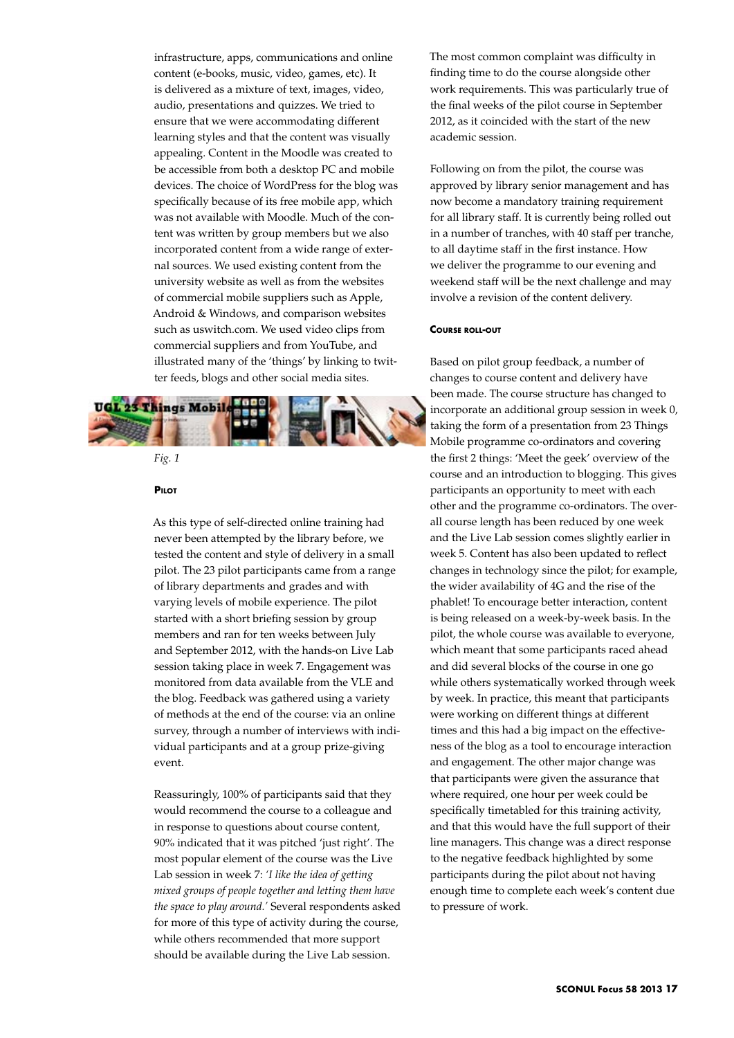infrastructure, apps, communications and online content (e-books, music, video, games, etc). It is delivered as a mixture of text, images, video, audio, presentations and quizzes. We tried to ensure that we were accommodating different learning styles and that the content was visually appealing. Content in the Moodle was created to be accessible from both a desktop PC and mobile devices. The choice of WordPress for the blog was specifically because of its free mobile app, which was not available with Moodle. Much of the content was written by group members but we also incorporated content from a wide range of external sources. We used existing content from the university website as well as from the websites of commercial mobile suppliers such as Apple, Android & Windows, and comparison websites such as uswitch.com. We used video clips from commercial suppliers and from YouTube, and illustrated many of the 'things' by linking to twitter feeds, blogs and other social media sites.

*Fig. 1*

### Pilot

As this type of self-directed online training had never been attempted by the library before, we tested the content and style of delivery in a small pilot. The 23 pilot participants came from a range of library departments and grades and with varying levels of mobile experience. The pilot started with a short briefing session by group members and ran for ten weeks between July and September 2012, with the hands-on Live Lab session taking place in week 7. Engagement was monitored from data available from the VLE and the blog. Feedback was gathered using a variety of methods at the end of the course: via an online survey, through a number of interviews with individual participants and at a group prize-giving event.

Reassuringly, 100% of participants said that they would recommend the course to a colleague and in response to questions about course content, 90% indicated that it was pitched 'just right'. The most popular element of the course was the Live Lab session in week 7: *'I like the idea of getting mixed groups of people together and letting them have the space to play around.'* Several respondents asked for more of this type of activity during the course, while others recommended that more support should be available during the Live Lab session.

The most common complaint was difficulty in finding time to do the course alongside other work requirements. This was particularly true of the final weeks of the pilot course in September 2012, as it coincided with the start of the new academic session.

Following on from the pilot, the course was approved by library senior management and has now become a mandatory training requirement for all library staff. It is currently being rolled out in a number of tranches, with 40 staff per tranche, to all daytime staff in the first instance. How we deliver the programme to our evening and weekend staff will be the next challenge and may involve a revision of the content delivery.

### Course roll-out

Based on pilot group feedback, a number of changes to course content and delivery have been made. The course structure has changed to incorporate an additional group session in week 0, taking the form of a presentation from 23 Things Mobile programme co-ordinators and covering the first 2 things: 'Meet the geek' overview of the course and an introduction to blogging. This gives participants an opportunity to meet with each other and the programme co-ordinators. The overall course length has been reduced by one week and the Live Lab session comes slightly earlier in week 5. Content has also been updated to reflect changes in technology since the pilot; for example, the wider availability of 4G and the rise of the phablet! To encourage better interaction, content is being released on a week-by-week basis. In the pilot, the whole course was available to everyone, which meant that some participants raced ahead and did several blocks of the course in one go while others systematically worked through week by week. In practice, this meant that participants were working on different things at different times and this had a big impact on the effectiveness of the blog as a tool to encourage interaction and engagement. The other major change was that participants were given the assurance that where required, one hour per week could be specifically timetabled for this training activity, and that this would have the full support of their line managers. This change was a direct response to the negative feedback highlighted by some participants during the pilot about not having enough time to complete each week's content due to pressure of work.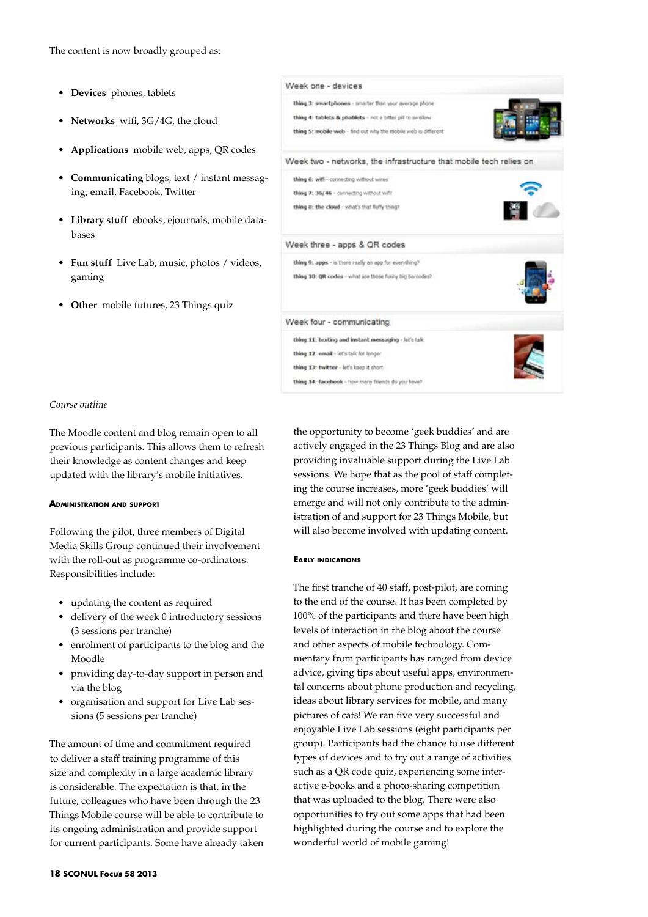The content is now broadly grouped as:

- **Devices** phones, tablets
- **Networks** wifi, 3G/4G, the cloud
- **Applications** mobile web, apps, QR codes
- **Communicating** blogs, text / instant messaging, email, Facebook, Twitter
- **Library stuff** ebooks, ejournals, mobile databases
- **Fun stuff** Live Lab, music, photos / videos, gaming
- **Other** mobile futures, 23 Things quiz

Week one - devices

**thing 3: smartphones** - smarter than your average phone

**thing 4: tablets & phablets** - not a bitter pill to swallow

**thing 5: mobile web** - find out why the mobile web is different

Week two - networks, the infrastructure that mobile tech relies on

**thing 6: wifi** - connecting without wires

**thing 7: 3G/4G** - connecting without wifi

**thing 8: the cloud** - what's that fluffy thing?

Week three - apps & QR codes

**thing 9: apps** - is there really an app for everything?

**thing 10: QR codes** - what are those funny big barcodes?

Week four - communicating

**thing 11: texting and instant messaging** - let's talk

**thing 12: email** - let's talk for longer

**thing 13: twitter** - let's keep it short

**thing 14: facebook** - how many friends do you have?

*Course outline*

The Moodle content and blog remain open to all previous participants. This allows them to refresh their knowledge as content changes and keep updated with the library's mobile initiatives.

### Administration and support

Following the pilot, three members of Digital Media Skills Group continued their involvement with the roll-out as programme co-ordinators. Responsibilities include:

- updating the content as required
- delivery of the week 0 introductory sessions (3 sessions per tranche)
- enrolment of participants to the blog and the Moodle
- providing day-to-day support in person and via the blog
- organisation and support for Live Lab sessions (5 sessions per tranche)

The amount of time and commitment required to deliver a staff training programme of this size and complexity in a large academic library is considerable. The expectation is that, in the future, colleagues who have been through the 23 Things Mobile course will be able to contribute to its ongoing administration and provide support for current participants. Some have already taken the opportunity to become 'geek buddies' and are actively engaged in the 23 Things Blog and are also providing invaluable support during the Live Lab sessions. We hope that as the pool of staff completing the course increases, more 'geek buddies' will emerge and will not only contribute to the administration of and support for 23 Things Mobile, but will also become involved with updating content.

### Early indications

The first tranche of 40 staff, post-pilot, are coming to the end of the course. It has been completed by 100% of the participants and there have been high levels of interaction in the blog about the course and other aspects of mobile technology. Commentary from participants has ranged from device advice, giving tips about useful apps, environmental concerns about phone production and recycling, ideas about library services for mobile, and many pictures of cats! We ran five very successful and enjoyable Live Lab sessions (eight participants per group). Participants had the chance to use different types of devices and to try out a range of activities such as a QR code quiz, experiencing some interactive e-books and a photo-sharing competition that was uploaded to the blog. There were also opportunities to try out some apps that had been highlighted during the course and to explore the wonderful world of mobile gaming!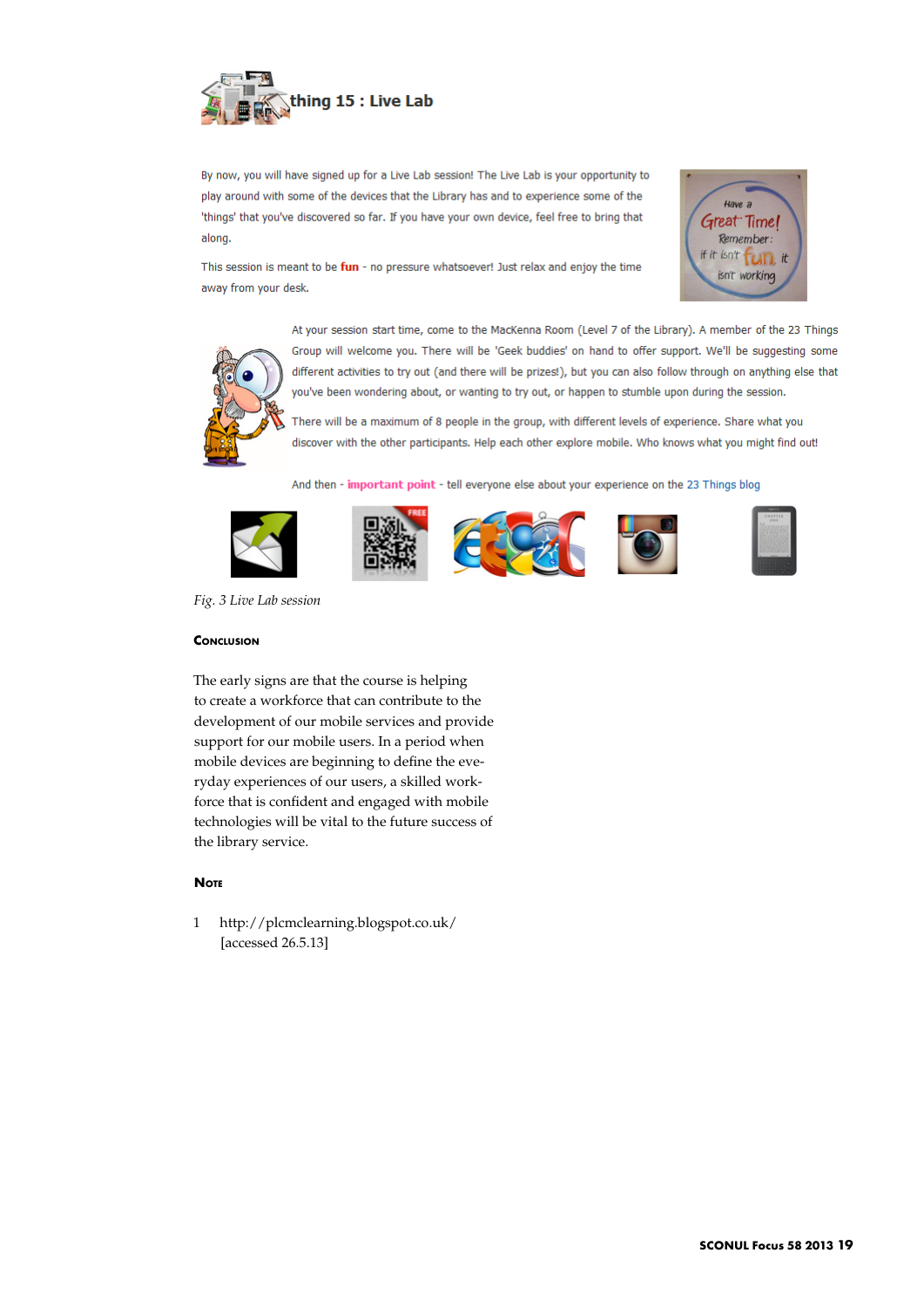thing 15 : Live Lab

By now, you will have signed up for a Live Lab session! The Live Lab is your opportunity to play around with some of the devices that the Library has and to experience some of the 'things' that you've discovered so far. If you have your own device, feel free to bring that along.

This session is meant to be **fun** - no pressure whatsoever! Just relax and enjoy the time away from your desk.

Have a Great Time! Remember: if it isn't fun, it isn't working

At your session start time, come to the MacKenna Room (Level 7 of the Library). A member of the 23 Things Group will welcome you. There will be 'Geek buddies' on hand to offer support. We'll be suggesting some different activities to try out (and there will be prizes!), but you can also follow through on anything else that you've been wondering about, or wanting to try out, or happen to stumble upon during the session.

There will be a maximum of 8 people in the group, with different levels of experience. Share what you discover with the other participants. Help each other explore mobile. Who knows what you might find out!

And then - **important point** - tell everyone else about your experience on the 23 Things blog

*Fig. 3 Live Lab session*

## Conclusion

The early signs are that the course is helping to create a workforce that can contribute to the development of our mobile services and provide support for our mobile users. In a period when mobile devices are beginning to define the everyday experiences of our users, a skilled workforce that is confident and engaged with mobile technologies will be vital to the future success of the library service.

## Note

1 http://plcmclearning.blogspot.co.uk/ [accessed 26.5.13]